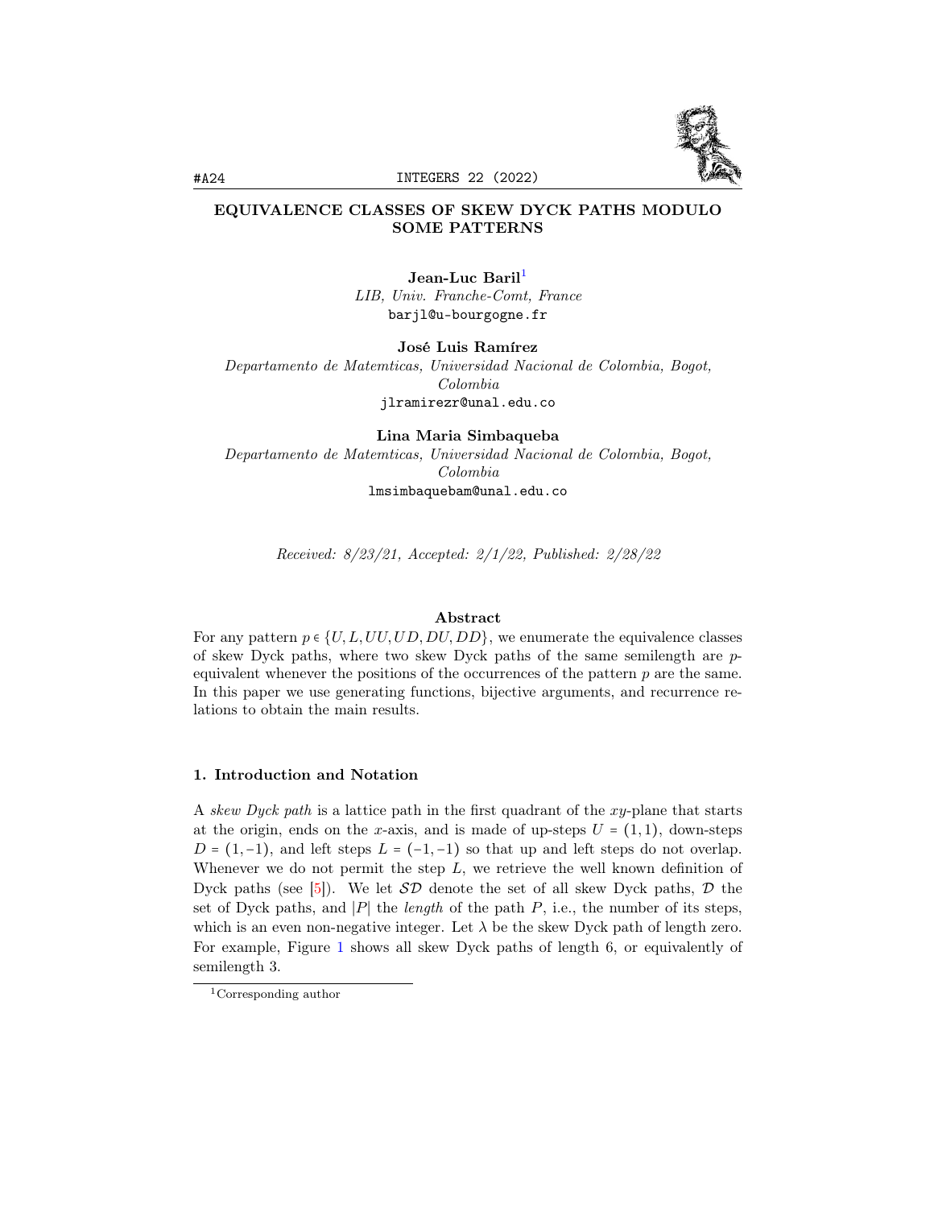# EQUIVALENCE CLASSES OF SKEW DYCK PATHS MODULO SOME PATTERNS

**Jean-Luc Baril**[1]
*LIB, Univ. Franche-Comt, France*
barjl@u-bourgogne.fr

**José Luis Ramírez**
*Departamento de Matemticas, Universidad Nacional de Colombia, Bogot, Colombia*
jlramirezr@unal.edu.co

**Lina Maria Simbaqueba**
*Departamento de Matemticas, Universidad Nacional de Colombia, Bogot, Colombia*
lmsimbaquebam@unal.edu.co

*Received: 8/23/21, Accepted: 2/1/22, Published: 2/28/22*

## Abstract

For any pattern $p \in \{U, L, UU, UD, DU, DD\}$, we enumerate the equivalence classes of skew Dyck paths, where two skew Dyck paths of the same semilength are $p$-equivalent whenever the positions of the occurrences of the pattern $p$ are the same. In this paper we use generating functions, bijective arguments, and recurrence relations to obtain the main results.

## 1. Introduction and Notation

A *skew Dyck path* is a lattice path in the first quadrant of the $xy$-plane that starts at the origin, ends on the $x$-axis, and is made of up-steps $U = (1,1)$, down-steps $D = (1,-1)$, and left steps $L = (-1,-1)$ so that up and left steps do not overlap. Whenever we do not permit the step $L$, we retrieve the well known definition of Dyck paths (see [5]). We let $\mathcal{SD}$ denote the set of all skew Dyck paths, $\mathcal{D}$ the set of Dyck paths, and $|P|$ the *length* of the path $P$, i.e., the number of its steps, which is an even non-negative integer. Let $\lambda$ be the skew Dyck path of length zero. For example, Figure 1 shows all skew Dyck paths of length 6, or equivalently of semilength 3.

[1]Corresponding author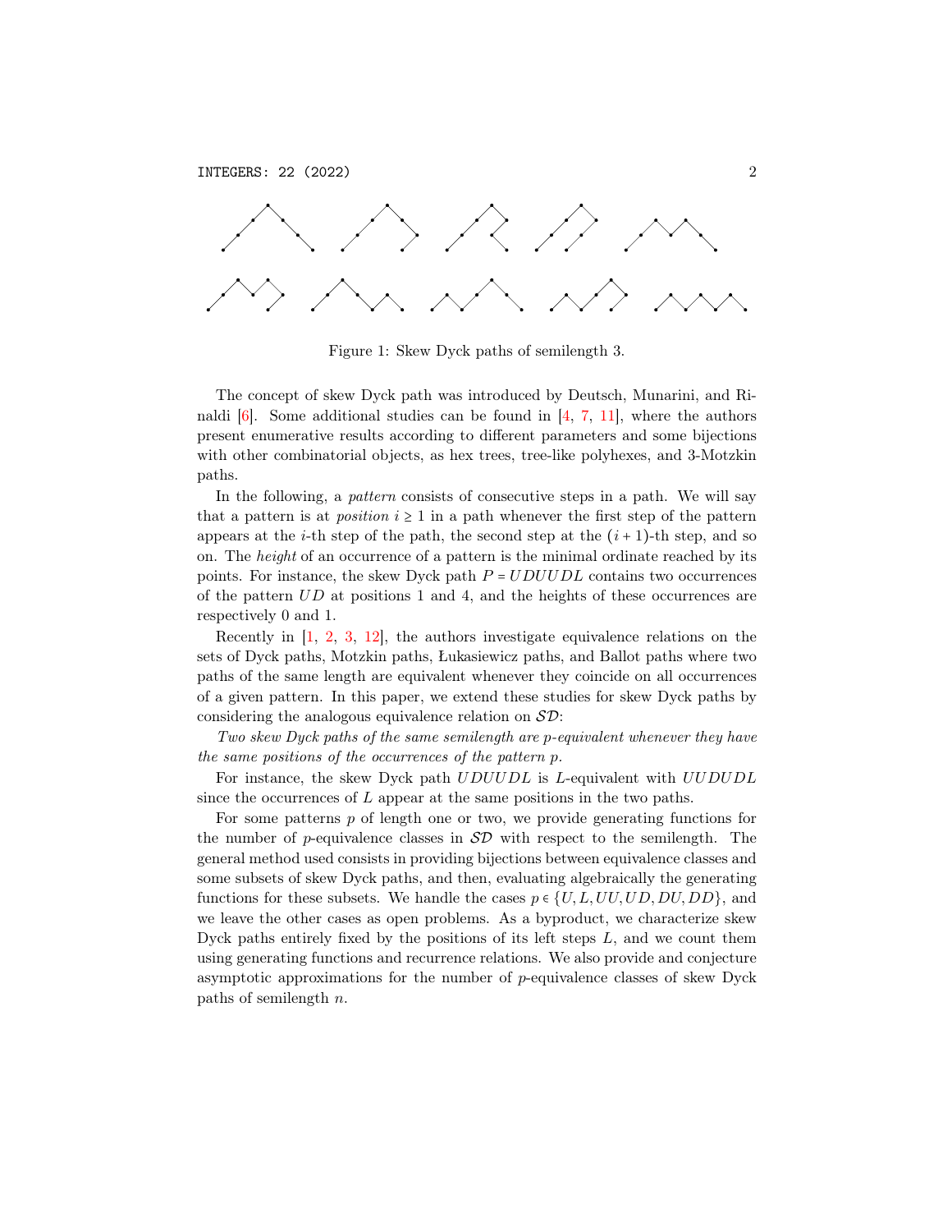Figure 1: Skew Dyck paths of semilength 3.

The concept of skew Dyck path was introduced by Deutsch, Munarini, and Rinaldi [6]. Some additional studies can be found in [4, 7, 11], where the authors present enumerative results according to different parameters and some bijections with other combinatorial objects, as hex trees, tree-like polyhexes, and 3-Motzkin paths.

In the following, a *pattern* consists of consecutive steps in a path. We will say that a pattern is at *position* $i \geq 1$ in a path whenever the first step of the pattern appears at the $i$-th step of the path, the second step at the $(i+1)$-th step, and so on. The *height* of an occurrence of a pattern is the minimal ordinate reached by its points. For instance, the skew Dyck path $P = UDUUDL$ contains two occurrences of the pattern $UD$ at positions 1 and 4, and the heights of these occurrences are respectively 0 and 1.

Recently in [1, 2, 3, 12], the authors investigate equivalence relations on the sets of Dyck paths, Motzkin paths, Łukasiewicz paths, and Ballot paths where two paths of the same length are equivalent whenever they coincide on all occurrences of a given pattern. In this paper, we extend these studies for skew Dyck paths by considering the analogous equivalence relation on $\mathcal{SD}$:

*Two skew Dyck paths of the same semilength are p-equivalent whenever they have the same positions of the occurrences of the pattern p.*

For instance, the skew Dyck path $UDUUDL$ is $L$-equivalent with $UUDUDL$ since the occurrences of $L$ appear at the same positions in the two paths.

For some patterns $p$ of length one or two, we provide generating functions for the number of $p$-equivalence classes in $\mathcal{SD}$ with respect to the semilength. The general method used consists in providing bijections between equivalence classes and some subsets of skew Dyck paths, and then, evaluating algebraically the generating functions for these subsets. We handle the cases $p \in \{U, L, UU, UD, DU, DD\}$, and we leave the other cases as open problems. As a byproduct, we characterize skew Dyck paths entirely fixed by the positions of its left steps $L$, and we count them using generating functions and recurrence relations. We also provide and conjecture asymptotic approximations for the number of $p$-equivalence classes of skew Dyck paths of semilength $n$.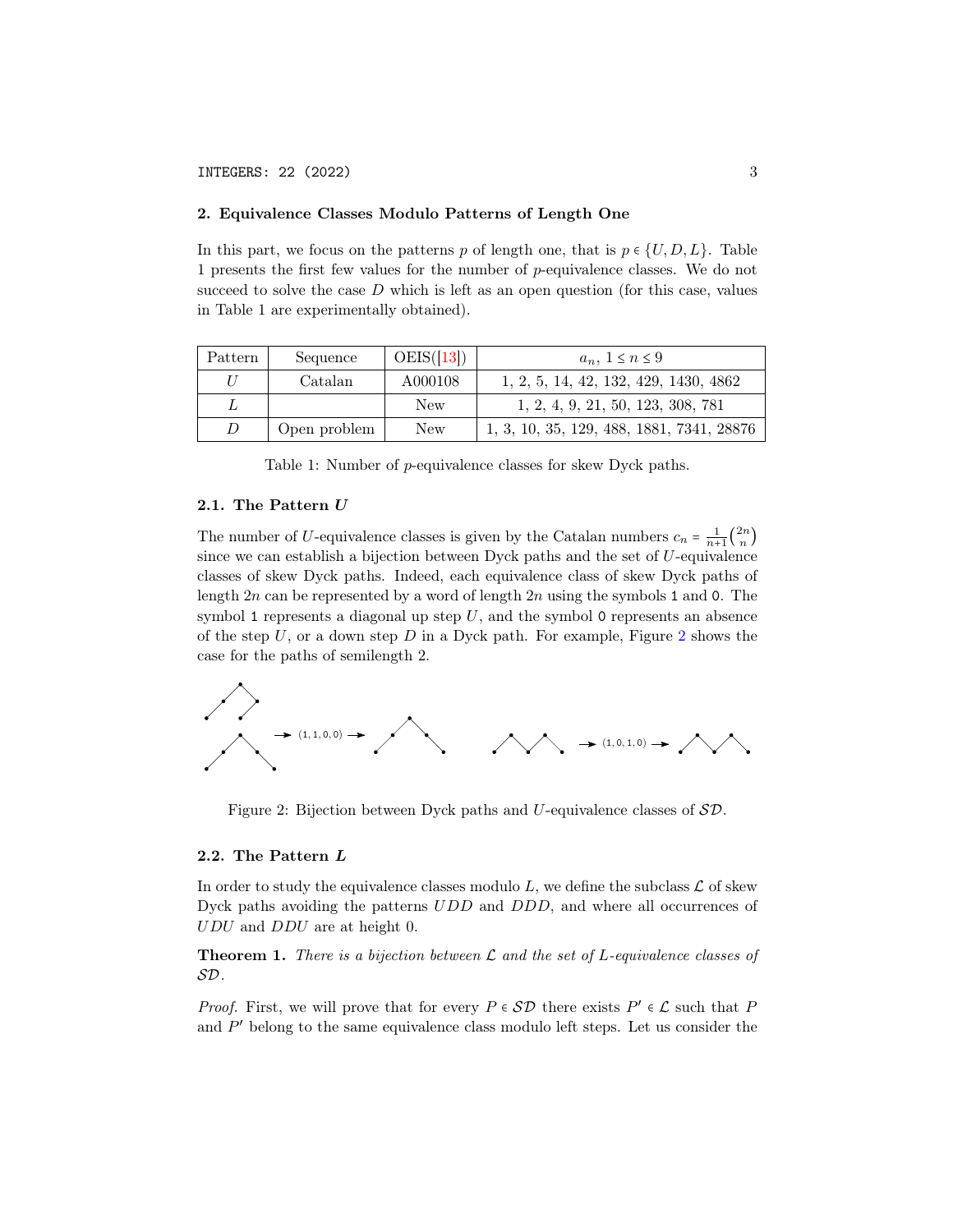## 2. Equivalence Classes Modulo Patterns of Length One

In this part, we focus on the patterns $p$ of length one, that is $p \in \{U, D, L\}$. Table 1 presents the first few values for the number of $p$-equivalence classes. We do not succeed to solve the case $D$ which is left as an open question (for this case, values in Table 1 are experimentally obtained).

| Pattern | Sequence | OEIS([13]) | $a_n$, $1 \le n \le 9$ |
|---|---|---|---|
| $U$ | Catalan | A000108 | 1, 2, 5, 14, 42, 132, 429, 1430, 4862 |
| $L$ | | New | 1, 2, 4, 9, 21, 50, 123, 308, 781 |
| $D$ | Open problem | New | 1, 3, 10, 35, 129, 488, 1881, 7341, 28876 |

Table 1: Number of $p$-equivalence classes for skew Dyck paths.

### 2.1. The Pattern $U$

The number of $U$-equivalence classes is given by the Catalan numbers $c_n = \frac{1}{n+1}\binom{2n}{n}$ since we can establish a bijection between Dyck paths and the set of $U$-equivalence classes of skew Dyck paths. Indeed, each equivalence class of skew Dyck paths of length $2n$ can be represented by a word of length $2n$ using the symbols 1 and 0. The symbol 1 represents a diagonal up step $U$, and the symbol 0 represents an absence of the step $U$, or a down step $D$ in a Dyck path. For example, Figure 2 shows the case for the paths of semilength 2.

Figure 2: Bijection between Dyck paths and $U$-equivalence classes of $\mathcal{SD}$.

### 2.2. The Pattern $L$

In order to study the equivalence classes modulo $L$, we define the subclass $\mathcal{L}$ of skew Dyck paths avoiding the patterns $UDD$ and $DDD$, and where all occurrences of $UDU$ and $DDU$ are at height 0.

**Theorem 1.** *There is a bijection between $\mathcal{L}$ and the set of $L$-equivalence classes of $\mathcal{SD}$.*

*Proof.* First, we will prove that for every $P \in \mathcal{SD}$ there exists $P' \in \mathcal{L}$ such that $P$ and $P'$ belong to the same equivalence class modulo left steps. Let us consider the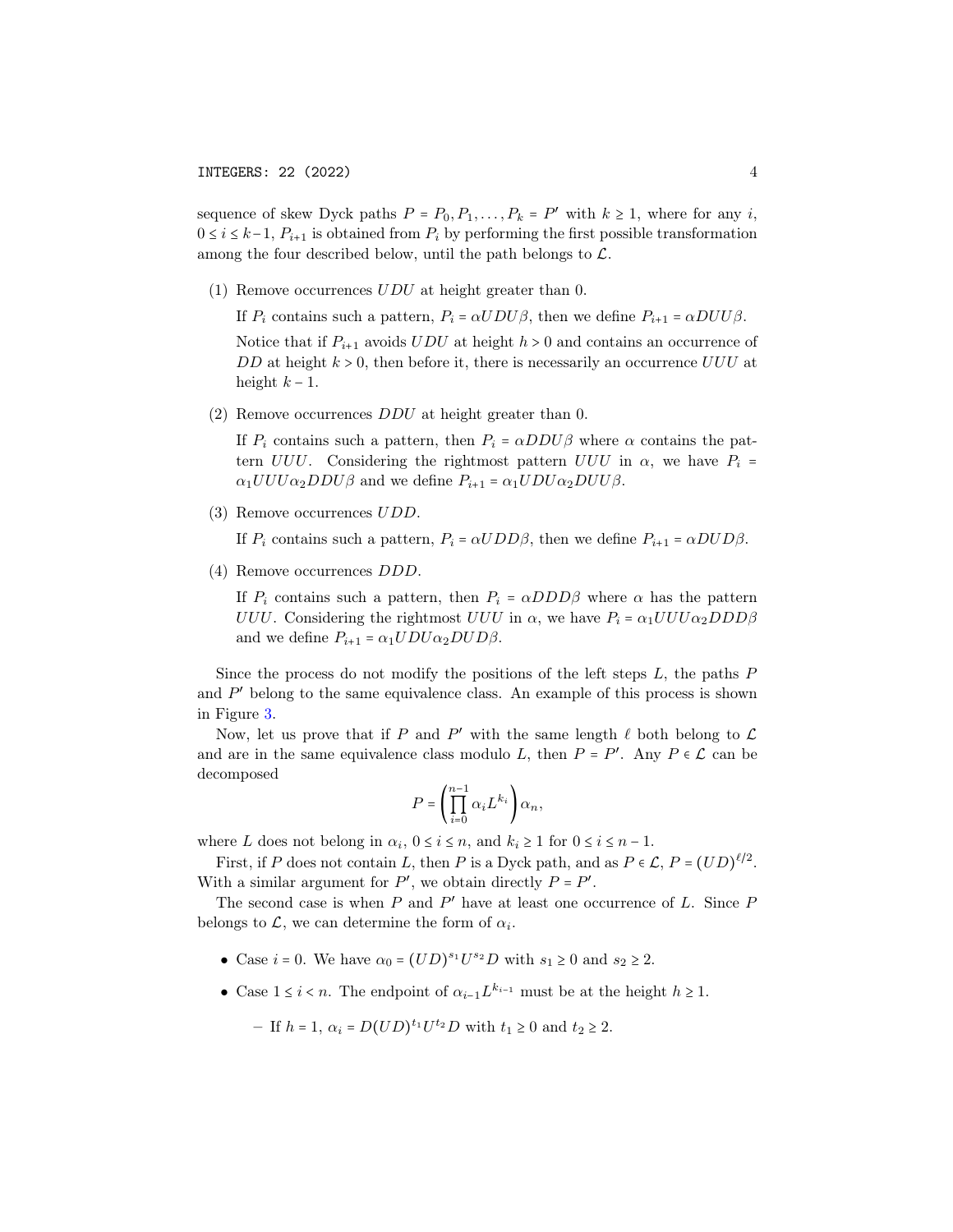sequence of skew Dyck paths $P = P_0, P_1, \ldots, P_k = P'$ with $k \geq 1$, where for any $i$, $0 \leq i \leq k-1$, $P_{i+1}$ is obtained from $P_i$ by performing the first possible transformation among the four described below, until the path belongs to $\mathcal{L}$.

(1) Remove occurrences $UDU$ at height greater than 0.

If $P_i$ contains such a pattern, $P_i = \alpha UDU\beta$, then we define $P_{i+1} = \alpha DUU\beta$.

Notice that if $P_{i+1}$ avoids $UDU$ at height $h > 0$ and contains an occurrence of $DD$ at height $k > 0$, then before it, there is necessarily an occurrence $UUU$ at height $k - 1$.

(2) Remove occurrences $DDU$ at height greater than 0.

If $P_i$ contains such a pattern, then $P_i = \alpha DDU\beta$ where $\alpha$ contains the pattern $UUU$. Considering the rightmost pattern $UUU$ in $\alpha$, we have $P_i = \alpha_1 UUU\alpha_2 DDU\beta$ and we define $P_{i+1} = \alpha_1 UDU\alpha_2 DUU\beta$.

(3) Remove occurrences $UDD$.

If $P_i$ contains such a pattern, $P_i = \alpha UDD\beta$, then we define $P_{i+1} = \alpha DUD\beta$.

(4) Remove occurrences $DDD$.

If $P_i$ contains such a pattern, then $P_i = \alpha DDD\beta$ where $\alpha$ has the pattern $UUU$. Considering the rightmost $UUU$ in $\alpha$, we have $P_i = \alpha_1 UUU\alpha_2 DDD\beta$ and we define $P_{i+1} = \alpha_1 UDU\alpha_2 DUD\beta$.

Since the process do not modify the positions of the left steps $L$, the paths $P$ and $P'$ belong to the same equivalence class. An example of this process is shown in Figure 3.

Now, let us prove that if $P$ and $P'$ with the same length $\ell$ both belong to $\mathcal{L}$ and are in the same equivalence class modulo $L$, then $P = P'$. Any $P \in \mathcal{L}$ can be decomposed

$$P = \left(\prod_{i=0}^{n-1} \alpha_i L^{k_i}\right)\alpha_n,$$

where $L$ does not belong in $\alpha_i$, $0 \leq i \leq n$, and $k_i \geq 1$ for $0 \leq i \leq n-1$.

First, if $P$ does not contain $L$, then $P$ is a Dyck path, and as $P \in \mathcal{L}$, $P = (UD)^{\ell/2}$. With a similar argument for $P'$, we obtain directly $P = P'$.

The second case is when $P$ and $P'$ have at least one occurrence of $L$. Since $P$ belongs to $\mathcal{L}$, we can determine the form of $\alpha_i$.

- Case $i = 0$. We have $\alpha_0 = (UD)^{s_1}U^{s_2}D$ with $s_1 \geq 0$ and $s_2 \geq 2$.
- Case $1 \leq i < n$. The endpoint of $\alpha_{i-1}L^{k_{i-1}}$ must be at the height $h \geq 1$.
  - If $h = 1$, $\alpha_i = D(UD)^{t_1}U^{t_2}D$ with $t_1 \geq 0$ and $t_2 \geq 2$.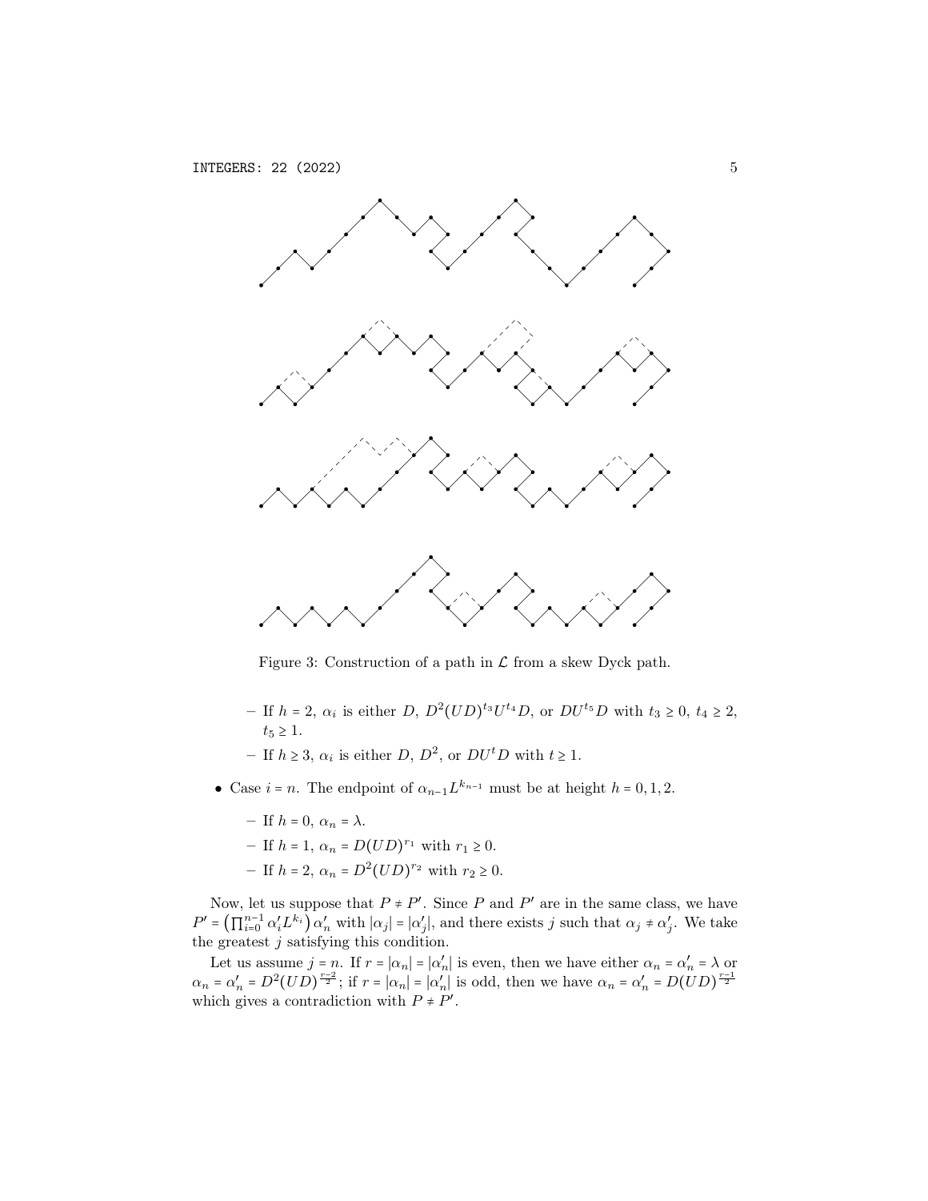Figure 3: Construction of a path in $\mathcal{L}$ from a skew Dyck path.

- If $h = 2$, $\alpha_i$ is either $D$, $D^2(UD)^{t_3}U^{t_4}D$, or $DU^{t_5}D$ with $t_3 \geq 0$, $t_4 \geq 2$, $t_5 \geq 1$.
- If $h \geq 3$, $\alpha_i$ is either $D$, $D^2$, or $DU^tD$ with $t \geq 1$.

- Case $i = n$. The endpoint of $\alpha_{n-1}L^{k_{n-1}}$ must be at height $h = 0, 1, 2$.
  - If $h = 0$, $\alpha_n = \lambda$.
  - If $h = 1$, $\alpha_n = D(UD)^{r_1}$ with $r_1 \geq 0$.
  - If $h = 2$, $\alpha_n = D^2(UD)^{r_2}$ with $r_2 \geq 0$.

Now, let us suppose that $P \neq P'$. Since $P$ and $P'$ are in the same class, we have $P' = \left(\prod_{i=0}^{n-1} \alpha_i' L^{k_i}\right) \alpha_n'$ with $|\alpha_j| = |\alpha_j'|$, and there exists $j$ such that $\alpha_j \neq \alpha_j'$. We take the greatest $j$ satisfying this condition.

Let us assume $j = n$. If $r = |\alpha_n| = |\alpha_n'|$ is even, then we have either $\alpha_n = \alpha_n' = \lambda$ or $\alpha_n = \alpha_n' = D^2(UD)^{\frac{r-2}{2}}$; if $r = |\alpha_n| = |\alpha_n'|$ is odd, then we have $\alpha_n = \alpha_n' = D(UD)^{\frac{r-1}{2}}$ which gives a contradiction with $P \neq P'$.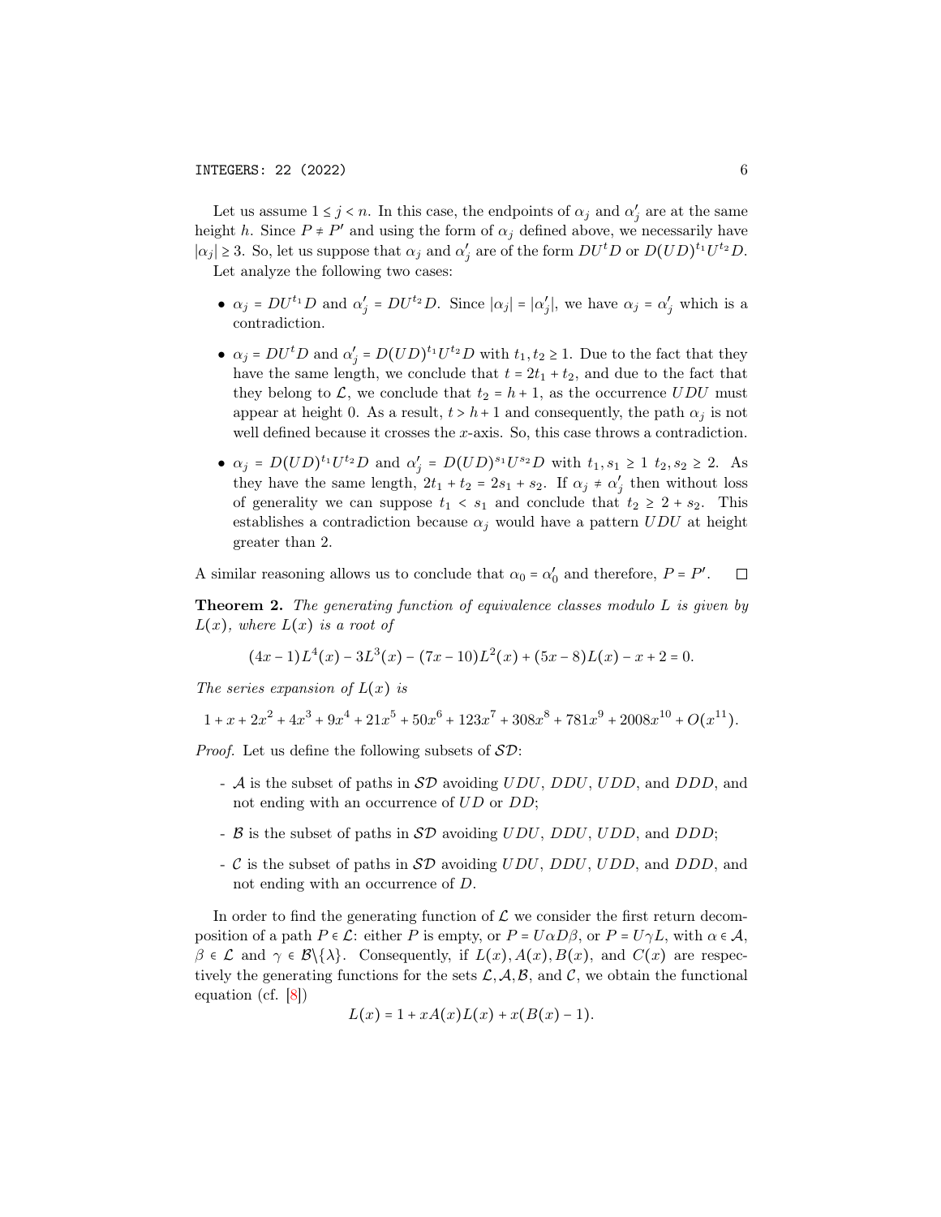Let us assume $1 \leq j < n$. In this case, the endpoints of $\alpha_j$ and $\alpha'_j$ are at the same height $h$. Since $P \neq P'$ and using the form of $\alpha_j$ defined above, we necessarily have $|\alpha_j| \geq 3$. So, let us suppose that $\alpha_j$ and $\alpha'_j$ are of the form $DU^tD$ or $D(UD)^{t_1}U^{t_2}D$.

Let analyze the following two cases:

- $\alpha_j = DU^{t_1}D$ and $\alpha'_j = DU^{t_2}D$. Since $|\alpha_j| = |\alpha'_j|$, we have $\alpha_j = \alpha'_j$ which is a contradiction.
- $\alpha_j = DU^tD$ and $\alpha'_j = D(UD)^{t_1}U^{t_2}D$ with $t_1, t_2 \geq 1$. Due to the fact that they have the same length, we conclude that $t = 2t_1 + t_2$, and due to the fact that they belong to $\mathcal{L}$, we conclude that $t_2 = h+1$, as the occurrence $UDU$ must appear at height 0. As a result, $t > h+1$ and consequently, the path $\alpha_j$ is not well defined because it crosses the $x$-axis. So, this case throws a contradiction.
- $\alpha_j = D(UD)^{t_1}U^{t_2}D$ and $\alpha'_j = D(UD)^{s_1}U^{s_2}D$ with $t_1, s_1 \geq 1$ $t_2, s_2 \geq 2$. As they have the same length, $2t_1 + t_2 = 2s_1 + s_2$. If $\alpha_j \neq \alpha'_j$ then without loss of generality we can suppose $t_1 < s_1$ and conclude that $t_2 \geq 2 + s_2$. This establishes a contradiction because $\alpha_j$ would have a pattern $UDU$ at height greater than 2.

A similar reasoning allows us to conclude that $\alpha_0 = \alpha'_0$ and therefore, $P = P'$. $\square$

**Theorem 2.** *The generating function of equivalence classes modulo L is given by $L(x)$, where $L(x)$ is a root of*

$$(4x-1)L^4(x) - 3L^3(x) - (7x-10)L^2(x) + (5x-8)L(x) - x + 2 = 0.$$

*The series expansion of $L(x)$ is*

$$1 + x + 2x^2 + 4x^3 + 9x^4 + 21x^5 + 50x^6 + 123x^7 + 308x^8 + 781x^9 + 2008x^{10} + O(x^{11}).$$

*Proof.* Let us define the following subsets of $\mathcal{SD}$:

- $\mathcal{A}$ is the subset of paths in $\mathcal{SD}$ avoiding $UDU$, $DDU$, $UDD$, and $DDD$, and not ending with an occurrence of $UD$ or $DD$;
- $\mathcal{B}$ is the subset of paths in $\mathcal{SD}$ avoiding $UDU$, $DDU$, $UDD$, and $DDD$;
- $\mathcal{C}$ is the subset of paths in $\mathcal{SD}$ avoiding $UDU$, $DDU$, $UDD$, and $DDD$, and not ending with an occurrence of $D$.

In order to find the generating function of $\mathcal{L}$ we consider the first return decomposition of a path $P \in \mathcal{L}$: either $P$ is empty, or $P = U\alpha D\beta$, or $P = U\gamma L$, with $\alpha \in \mathcal{A}$, $\beta \in \mathcal{L}$ and $\gamma \in \mathcal{B}\backslash\{\lambda\}$. Consequently, if $L(x), A(x), B(x)$, and $C(x)$ are respectively the generating functions for the sets $\mathcal{L}, \mathcal{A}, \mathcal{B}$, and $\mathcal{C}$, we obtain the functional equation (cf. [8])

$$L(x) = 1 + xA(x)L(x) + x(B(x) - 1).$$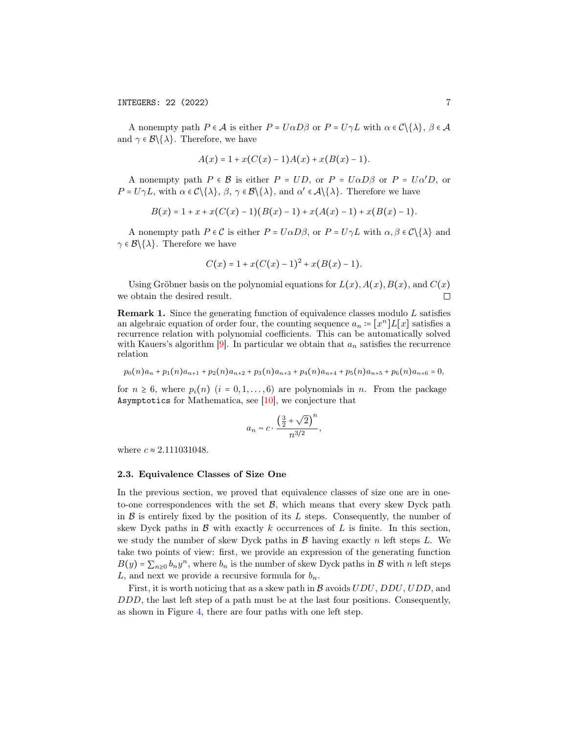A nonempty path $P \in \mathcal{A}$ is either $P = U\alpha D\beta$ or $P = U\gamma L$ with $\alpha \in \mathcal{C}\backslash\{\lambda\}$, $\beta \in \mathcal{A}$ and $\gamma \in \mathcal{B}\backslash\{\lambda\}$. Therefore, we have

$$A(x) = 1 + x(C(x) - 1)A(x) + x(B(x) - 1).$$

A nonempty path $P \in \mathcal{B}$ is either $P = UD$, or $P = U\alpha D\beta$ or $P = U\alpha' D$, or $P = U\gamma L$, with $\alpha \in \mathcal{C}\backslash\{\lambda\}$, $\beta$, $\gamma \in \mathcal{B}\backslash\{\lambda\}$, and $\alpha' \in \mathcal{A}\backslash\{\lambda\}$. Therefore we have

$$B(x) = 1 + x + x(C(x) - 1)(B(x) - 1) + x(A(x) - 1) + x(B(x) - 1).$$

A nonempty path $P \in \mathcal{C}$ is either $P = U\alpha D\beta$, or $P = U\gamma L$ with $\alpha, \beta \in \mathcal{C}\backslash\{\lambda\}$ and $\gamma \in \mathcal{B}\backslash\{\lambda\}$. Therefore we have

$$C(x) = 1 + x(C(x) - 1)^2 + x(B(x) - 1).$$

Using Gröbner basis on the polynomial equations for $L(x), A(x), B(x)$, and $C(x)$ we obtain the desired result. □

**Remark 1.** Since the generating function of equivalence classes modulo $L$ satisfies an algebraic equation of order four, the counting sequence $a_n := [x^n]L[x]$ satisfies a recurrence relation with polynomial coefficients. This can be automatically solved with Kauers's algorithm [9]. In particular we obtain that $a_n$ satisfies the recurrence relation

$$p_0(n)a_n + p_1(n)a_{n+1} + p_2(n)a_{n+2} + p_3(n)a_{n+3} + p_4(n)a_{n+4} + p_5(n)a_{n+5} + p_6(n)a_{n+6} = 0,$$

for $n \geq 6$, where $p_i(n)$ $(i = 0, 1, \ldots, 6)$ are polynomials in $n$. From the package `Asymptotics` for Mathematica, see [10], we conjecture that

$$a_n \sim c \cdot \frac{\left(\frac{3}{2} + \sqrt{2}\right)^n}{n^{3/2}},$$

where $c \approx 2.111031048$.

### 2.3. Equivalence Classes of Size One

In the previous section, we proved that equivalence classes of size one are in one-to-one correspondences with the set $\mathcal{B}$, which means that every skew Dyck path in $\mathcal{B}$ is entirely fixed by the position of its $L$ steps. Consequently, the number of skew Dyck paths in $\mathcal{B}$ with exactly $k$ occurrences of $L$ is finite. In this section, we study the number of skew Dyck paths in $\mathcal{B}$ having exactly $n$ left steps $L$. We take two points of view: first, we provide an expression of the generating function $B(y) = \sum_{n\geq 0} b_n y^n$, where $b_n$ is the number of skew Dyck paths in $\mathcal{B}$ with $n$ left steps $L$, and next we provide a recursive formula for $b_n$.

First, it is worth noticing that as a skew path in $\mathcal{B}$ avoids $UDU$, $DDU$, $UDD$, and $DDD$, the last left step of a path must be at the last four positions. Consequently, as shown in Figure 4, there are four paths with one left step.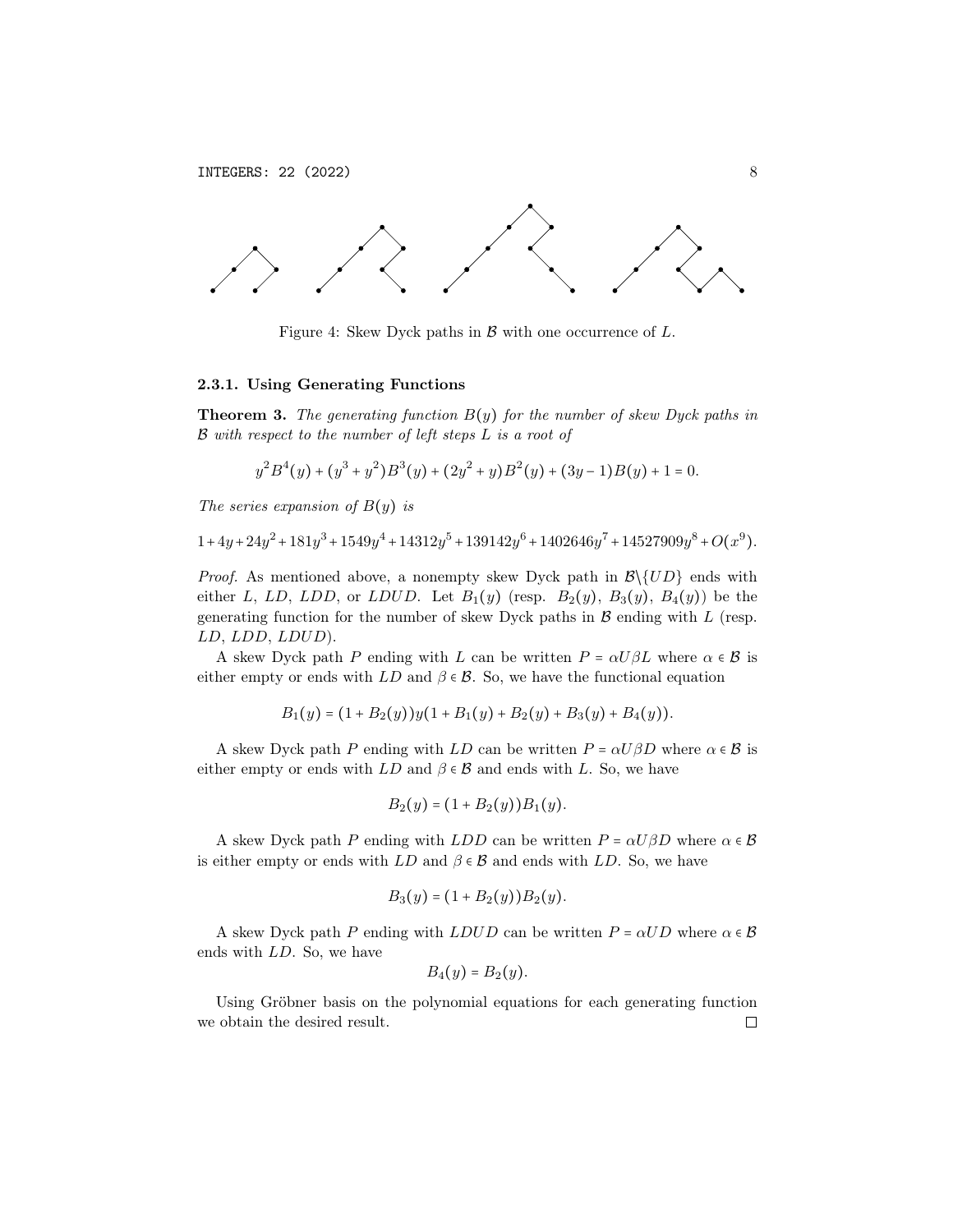Figure 4: Skew Dyck paths in $\mathcal{B}$ with one occurrence of $L$.

### 2.3.1. Using Generating Functions

**Theorem 3.** *The generating function $B(y)$ for the number of skew Dyck paths in $\mathcal{B}$ with respect to the number of left steps $L$ is a root of*

$$y^2B^4(y) + (y^3 + y^2)B^3(y) + (2y^2 + y)B^2(y) + (3y - 1)B(y) + 1 = 0.$$

*The series expansion of $B(y)$ is*

$$1 + 4y + 24y^2 + 181y^3 + 1549y^4 + 14312y^5 + 139142y^6 + 1402646y^7 + 14527909y^8 + O(x^9).$$

*Proof.* As mentioned above, a nonempty skew Dyck path in $\mathcal{B}\backslash\{UD\}$ ends with either $L$, $LD$, $LDD$, or $LDUD$. Let $B_1(y)$ (resp. $B_2(y)$, $B_3(y)$, $B_4(y)$) be the generating function for the number of skew Dyck paths in $\mathcal{B}$ ending with $L$ (resp. $LD$, $LDD$, $LDUD$).

A skew Dyck path $P$ ending with $L$ can be written $P = \alpha U\beta L$ where $\alpha \in \mathcal{B}$ is either empty or ends with $LD$ and $\beta \in \mathcal{B}$. So, we have the functional equation

$$B_1(y) = (1 + B_2(y))y(1 + B_1(y) + B_2(y) + B_3(y) + B_4(y)).$$

A skew Dyck path $P$ ending with $LD$ can be written $P = \alpha U\beta D$ where $\alpha \in \mathcal{B}$ is either empty or ends with $LD$ and $\beta \in \mathcal{B}$ and ends with $L$. So, we have

$$B_2(y) = (1 + B_2(y))B_1(y).$$

A skew Dyck path $P$ ending with $LDD$ can be written $P = \alpha U\beta D$ where $\alpha \in \mathcal{B}$ is either empty or ends with $LD$ and $\beta \in \mathcal{B}$ and ends with $LD$. So, we have

$$B_3(y) = (1 + B_2(y))B_2(y).$$

A skew Dyck path $P$ ending with $LDUD$ can be written $P = \alpha UD$ where $\alpha \in \mathcal{B}$ ends with $LD$. So, we have

$$B_4(y) = B_2(y).$$

Using Gröbner basis on the polynomial equations for each generating function we obtain the desired result. □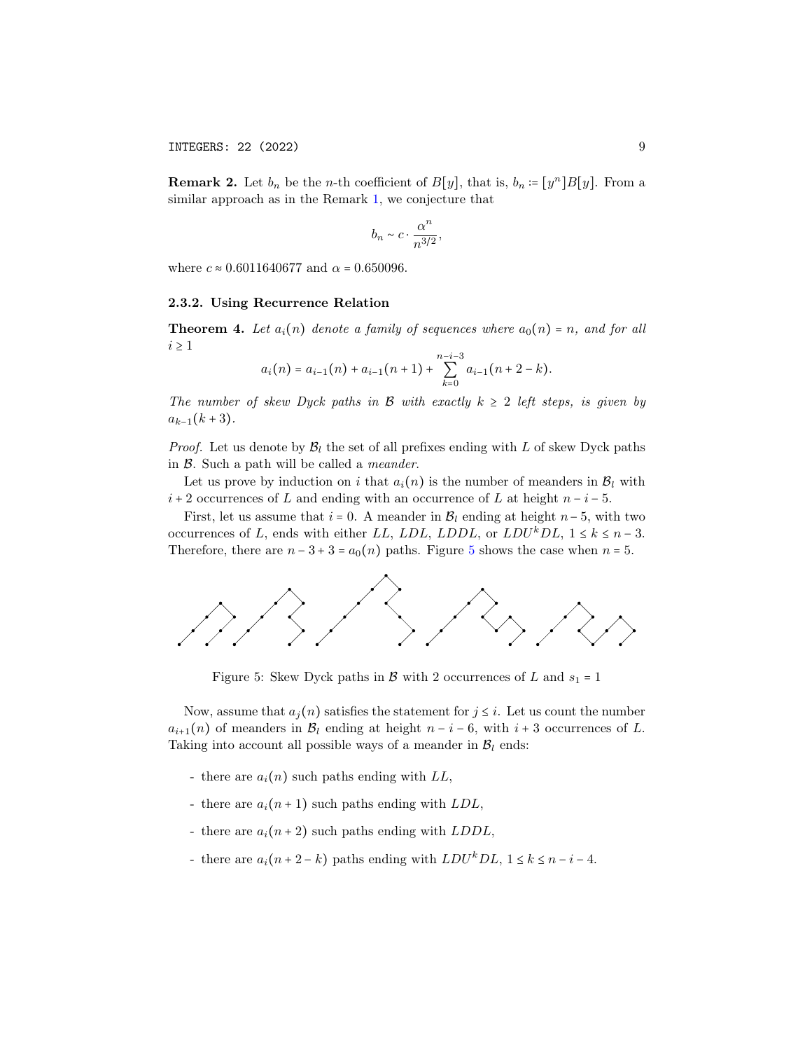**Remark 2.** Let $b_n$ be the $n$-th coefficient of $B[y]$, that is, $b_n := [y^n]B[y]$. From a similar approach as in the Remark 1, we conjecture that

$$b_n \sim c \cdot \frac{\alpha^n}{n^{3/2}},$$

where $c \approx 0.6011640677$ and $\alpha = 0.650096$.

### 2.3.2. Using Recurrence Relation

**Theorem 4.** *Let $a_i(n)$ denote a family of sequences where $a_0(n) = n$, and for all $i \geq 1$*

$$a_i(n) = a_{i-1}(n) + a_{i-1}(n+1) + \sum_{k=0}^{n-i-3} a_{i-1}(n+2-k).$$

*The number of skew Dyck paths in $\mathcal{B}$ with exactly $k \geq 2$ left steps, is given by $a_{k-1}(k+3)$.*

*Proof.* Let us denote by $\mathcal{B}_l$ the set of all prefixes ending with $L$ of skew Dyck paths in $\mathcal{B}$. Such a path will be called a *meander*.

Let us prove by induction on $i$ that $a_i(n)$ is the number of meanders in $\mathcal{B}_l$ with $i+2$ occurrences of $L$ and ending with an occurrence of $L$ at height $n-i-5$.

First, let us assume that $i = 0$. A meander in $\mathcal{B}_l$ ending at height $n-5$, with two occurrences of $L$, ends with either $LL$, $LDL$, $LDDL$, or $LDU^kDL$, $1 \leq k \leq n-3$. Therefore, there are $n-3+3 = a_0(n)$ paths. Figure 5 shows the case when $n = 5$.

Figure 5: Skew Dyck paths in $\mathcal{B}$ with 2 occurrences of $L$ and $s_1 = 1$

Now, assume that $a_j(n)$ satisfies the statement for $j \leq i$. Let us count the number $a_{i+1}(n)$ of meanders in $\mathcal{B}_l$ ending at height $n-i-6$, with $i+3$ occurrences of $L$. Taking into account all possible ways of a meander in $\mathcal{B}_l$ ends:

- there are $a_i(n)$ such paths ending with $LL$,
- there are $a_i(n+1)$ such paths ending with $LDL$,
- there are $a_i(n+2)$ such paths ending with $LDDL$,
- there are $a_i(n+2-k)$ paths ending with $LDU^kDL$, $1 \leq k \leq n-i-4$.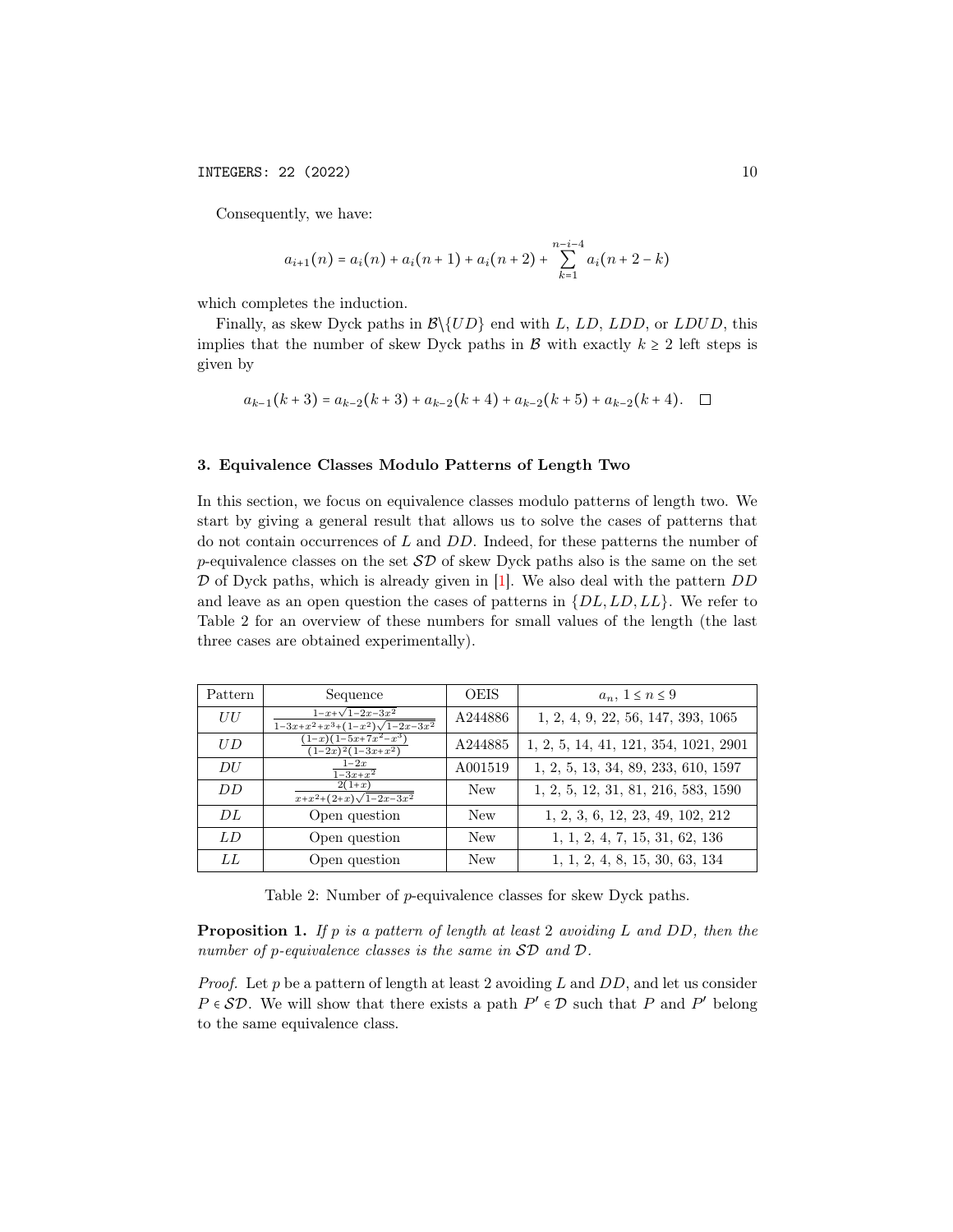Consequently, we have:

$$a_{i+1}(n) = a_i(n) + a_i(n+1) + a_i(n+2) + \sum_{k=1}^{n-i-4} a_i(n+2-k)$$

which completes the induction.

Finally, as skew Dyck paths in $\mathcal{B}\backslash\{UD\}$ end with $L$, $LD$, $LDD$, or $LDUD$, this implies that the number of skew Dyck paths in $\mathcal{B}$ with exactly $k \geq 2$ left steps is given by

$$a_{k-1}(k+3) = a_{k-2}(k+3) + a_{k-2}(k+4) + a_{k-2}(k+5) + a_{k-2}(k+4). \quad \square$$

## 3. Equivalence Classes Modulo Patterns of Length Two

In this section, we focus on equivalence classes modulo patterns of length two. We start by giving a general result that allows us to solve the cases of patterns that do not contain occurrences of $L$ and $DD$. Indeed, for these patterns the number of $p$-equivalence classes on the set $\mathcal{SD}$ of skew Dyck paths also is the same on the set $\mathcal{D}$ of Dyck paths, which is already given in [1]. We also deal with the pattern $DD$ and leave as an open question the cases of patterns in $\{DL, LD, LL\}$. We refer to Table 2 for an overview of these numbers for small values of the length (the last three cases are obtained experimentally).

| Pattern | Sequence | OEIS | $a_n$, $1 \leq n \leq 9$ |
|---|---|---|---|
| $UU$ | $\frac{1-x+\sqrt{1-2x-3x^2}}{1-3x+x^2+x^3+(1-x^2)\sqrt{1-2x-3x^2}}$ | A244886 | 1, 2, 4, 9, 22, 56, 147, 393, 1065 |
| $UD$ | $\frac{(1-x)(1-5x+7x^2-x^3)}{(1-2x)^2(1-3x+x^2)}$ | A244885 | 1, 2, 5, 14, 41, 121, 354, 1021, 2901 |
| $DU$ | $\frac{1-2x}{1-3x+x^2}$ | A001519 | 1, 2, 5, 13, 34, 89, 233, 610, 1597 |
| $DD$ | $\frac{2(1+x)}{x+x^2+(2+x)\sqrt{1-2x-3x^2}}$ | New | 1, 2, 5, 12, 31, 81, 216, 583, 1590 |
| $DL$ | Open question | New | 1, 2, 3, 6, 12, 23, 49, 102, 212 |
| $LD$ | Open question | New | 1, 1, 2, 4, 7, 15, 31, 62, 136 |
| $LL$ | Open question | New | 1, 1, 2, 4, 8, 15, 30, 63, 134 |

Table 2: Number of $p$-equivalence classes for skew Dyck paths.

**Proposition 1.** *If $p$ is a pattern of length at least 2 avoiding $L$ and $DD$, then the number of $p$-equivalence classes is the same in $\mathcal{SD}$ and $\mathcal{D}$.*

*Proof.* Let $p$ be a pattern of length at least 2 avoiding $L$ and $DD$, and let us consider $P \in \mathcal{SD}$. We will show that there exists a path $P' \in \mathcal{D}$ such that $P$ and $P'$ belong to the same equivalence class.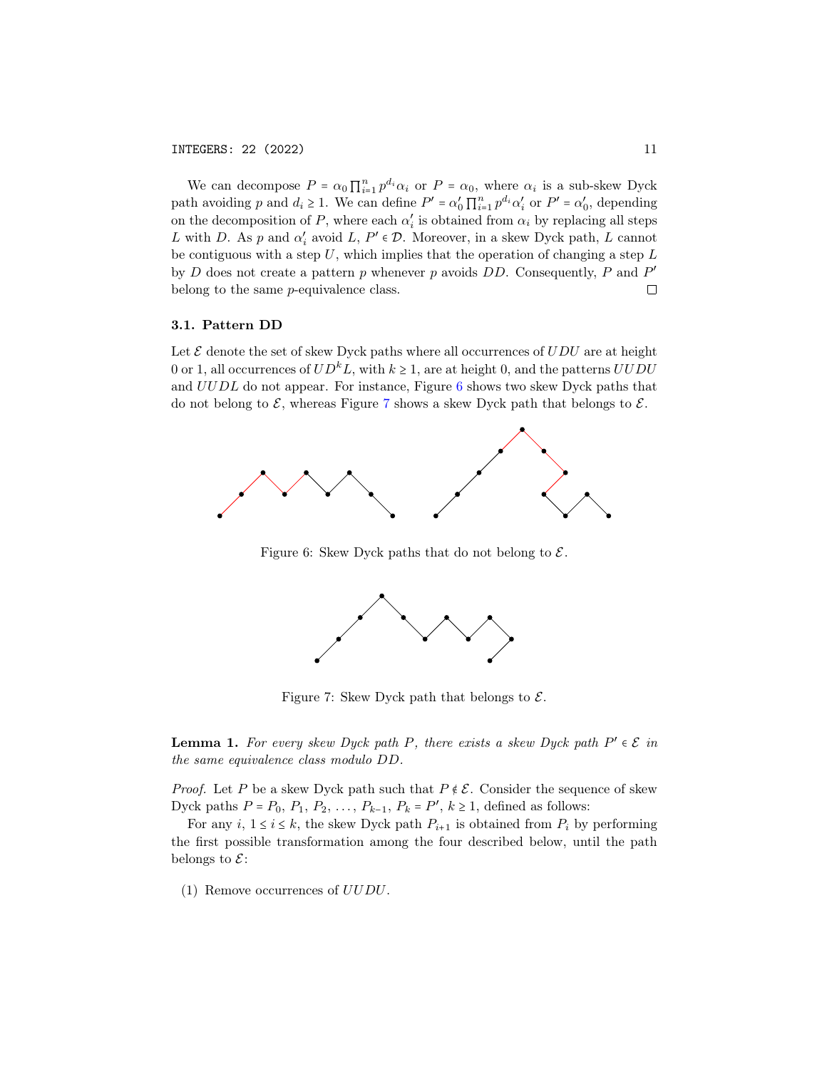We can decompose $P = \alpha_0 \prod_{i=1}^{n} p^{d_i} \alpha_i$ or $P = \alpha_0$, where $\alpha_i$ is a sub-skew Dyck path avoiding $p$ and $d_i \geq 1$. We can define $P' = \alpha'_0 \prod_{i=1}^{n} p^{d_i} \alpha'_i$ or $P' = \alpha'_0$, depending on the decomposition of $P$, where each $\alpha'_i$ is obtained from $\alpha_i$ by replacing all steps $L$ with $D$. As $p$ and $\alpha'_i$ avoid $L$, $P' \in \mathcal{D}$. Moreover, in a skew Dyck path, $L$ cannot be contiguous with a step $U$, which implies that the operation of changing a step $L$ by $D$ does not create a pattern $p$ whenever $p$ avoids $DD$. Consequently, $P$ and $P'$ belong to the same $p$-equivalence class. □

### 3.1. Pattern DD

Let $\mathcal{E}$ denote the set of skew Dyck paths where all occurrences of $UDU$ are at height 0 or 1, all occurrences of $UD^kL$, with $k \geq 1$, are at height 0, and the patterns $UUDU$ and $UUDL$ do not appear. For instance, Figure 6 shows two skew Dyck paths that do not belong to $\mathcal{E}$, whereas Figure 7 shows a skew Dyck path that belongs to $\mathcal{E}$.

Figure 6: Skew Dyck paths that do not belong to $\mathcal{E}$.

Figure 7: Skew Dyck path that belongs to $\mathcal{E}$.

**Lemma 1.** *For every skew Dyck path $P$, there exists a skew Dyck path $P' \in \mathcal{E}$ in the same equivalence class modulo $DD$.*

*Proof.* Let $P$ be a skew Dyck path such that $P \notin \mathcal{E}$. Consider the sequence of skew Dyck paths $P = P_0, P_1, P_2, \ldots, P_{k-1}, P_k = P'$, $k \geq 1$, defined as follows:

For any $i$, $1 \leq i \leq k$, the skew Dyck path $P_{i+1}$ is obtained from $P_i$ by performing the first possible transformation among the four described below, until the path belongs to $\mathcal{E}$:

(1) Remove occurrences of $UUDU$.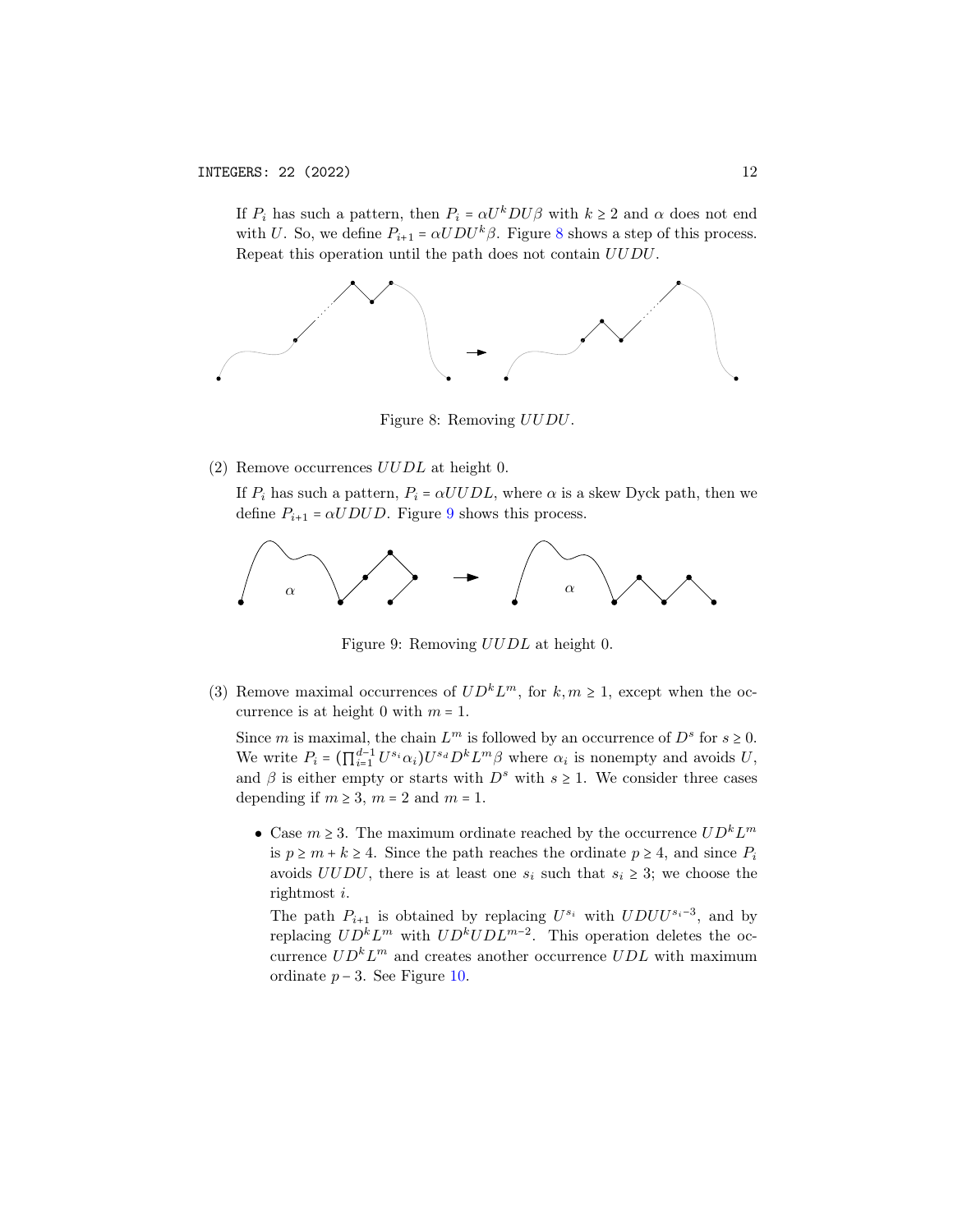If $P_i$ has such a pattern, then $P_i = \alpha U^k DU\beta$ with $k \geq 2$ and $\alpha$ does not end with $U$. So, we define $P_{i+1} = \alpha UDU^k\beta$. Figure 8 shows a step of this process. Repeat this operation until the path does not contain $UUDU$.

Figure 8: Removing $UUDU$.

(2) Remove occurrences $UUDL$ at height 0.

If $P_i$ has such a pattern, $P_i = \alpha UUDL$, where $\alpha$ is a skew Dyck path, then we define $P_{i+1} = \alpha UDUD$. Figure 9 shows this process.

Figure 9: Removing $UUDL$ at height 0.

(3) Remove maximal occurrences of $UD^kL^m$, for $k, m \geq 1$, except when the occurrence is at height 0 with $m = 1$.

Since $m$ is maximal, the chain $L^m$ is followed by an occurrence of $D^s$ for $s \geq 0$. We write $P_i = (\prod_{i=1}^{d-1} U^{s_i}\alpha_i)U^{s_d}D^kL^m\beta$ where $\alpha_i$ is nonempty and avoids $U$, and $\beta$ is either empty or starts with $D^s$ with $s \geq 1$. We consider three cases depending if $m \geq 3$, $m = 2$ and $m = 1$.

- Case $m \geq 3$. The maximum ordinate reached by the occurrence $UD^kL^m$ is $p \geq m + k \geq 4$. Since the path reaches the ordinate $p \geq 4$, and since $P_i$ avoids $UUDU$, there is at least one $s_i$ such that $s_i \geq 3$; we choose the rightmost $i$.

  The path $P_{i+1}$ is obtained by replacing $U^{s_i}$ with $UDUU^{s_i-3}$, and by replacing $UD^kL^m$ with $UD^kUDL^{m-2}$. This operation deletes the occurrence $UD^kL^m$ and creates another occurrence $UDL$ with maximum ordinate $p - 3$. See Figure 10.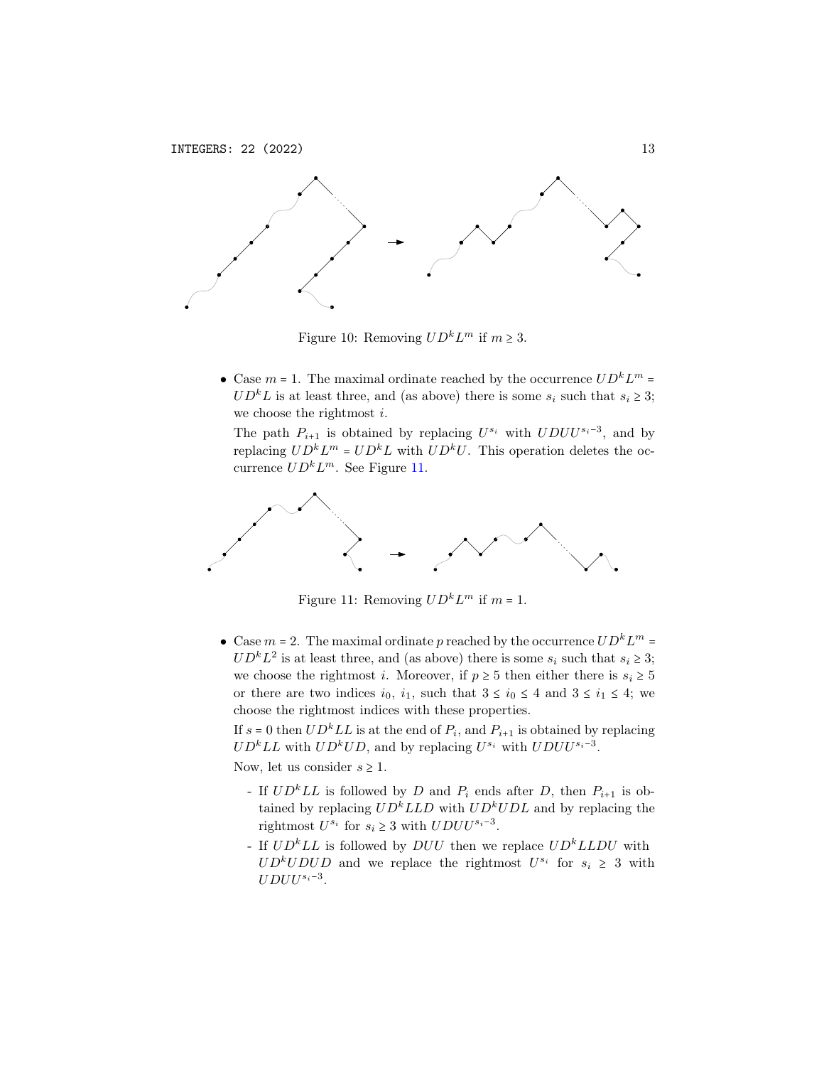Figure 10: Removing $UD^kL^m$ if $m \geq 3$.

- Case $m = 1$. The maximal ordinate reached by the occurrence $UD^kL^m = UD^kL$ is at least three, and (as above) there is some $s_i$ such that $s_i \geq 3$; we choose the rightmost $i$.

  The path $P_{i+1}$ is obtained by replacing $U^{s_i}$ with $UDUU^{s_i-3}$, and by replacing $UD^kL^m = UD^kL$ with $UD^kU$. This operation deletes the occurrence $UD^kL^m$. See Figure 11.

Figure 11: Removing $UD^kL^m$ if $m = 1$.

- Case $m = 2$. The maximal ordinate $p$ reached by the occurrence $UD^kL^m = UD^kL^2$ is at least three, and (as above) there is some $s_i$ such that $s_i \geq 3$; we choose the rightmost $i$. Moreover, if $p \geq 5$ then either there is $s_i \geq 5$ or there are two indices $i_0$, $i_1$, such that $3 \leq i_0 \leq 4$ and $3 \leq i_1 \leq 4$; we choose the rightmost indices with these properties.

  If $s = 0$ then $UD^kLL$ is at the end of $P_i$, and $P_{i+1}$ is obtained by replacing $UD^kLL$ with $UD^kUD$, and by replacing $U^{s_i}$ with $UDUU^{s_i-3}$.

  Now, let us consider $s \geq 1$.

  - If $UD^kLL$ is followed by $D$ and $P_i$ ends after $D$, then $P_{i+1}$ is obtained by replacing $UD^kLLD$ with $UD^kUDL$ and by replacing the rightmost $U^{s_i}$ for $s_i \geq 3$ with $UDUU^{s_i-3}$.
  - If $UD^kLL$ is followed by $DUU$ then we replace $UD^kLLDU$ with $UD^kUDUD$ and we replace the rightmost $U^{s_i}$ for $s_i \geq 3$ with $UDUU^{s_i-3}$.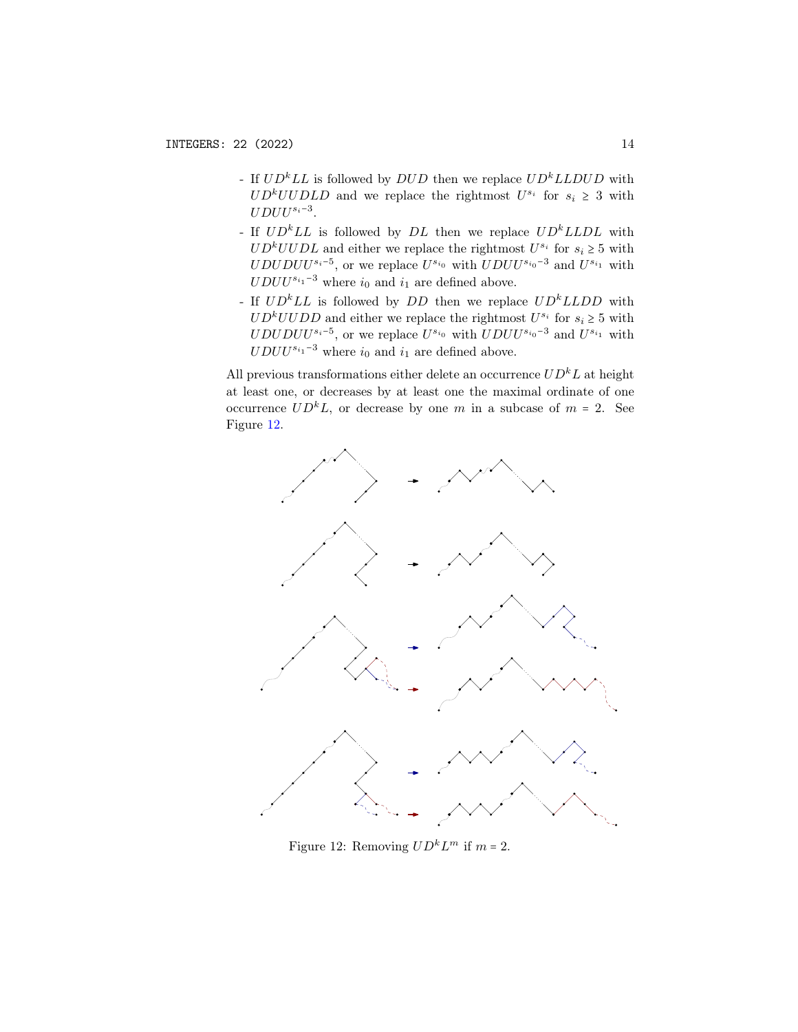- If $UD^kLL$ is followed by $DUD$ then we replace $UD^kLLDUD$ with $UD^kUUDLD$ and we replace the rightmost $U^{s_i}$ for $s_i \geq 3$ with $UDUU^{s_i-3}$.
- If $UD^kLL$ is followed by $DL$ then we replace $UD^kLLDL$ with $UD^kUUDL$ and either we replace the rightmost $U^{s_i}$ for $s_i \geq 5$ with $UDUDUU^{s_i-5}$, or we replace $U^{s_{i_0}}$ with $UDUU^{s_{i_0}-3}$ and $U^{s_{i_1}}$ with $UDUU^{s_{i_1}-3}$ where $i_0$ and $i_1$ are defined above.
- If $UD^kLL$ is followed by $DD$ then we replace $UD^kLLDD$ with $UD^kUUDD$ and either we replace the rightmost $U^{s_i}$ for $s_i \geq 5$ with $UDUDUU^{s_i-5}$, or we replace $U^{s_{i_0}}$ with $UDUU^{s_{i_0}-3}$ and $U^{s_{i_1}}$ with $UDUU^{s_{i_1}-3}$ where $i_0$ and $i_1$ are defined above.

All previous transformations either delete an occurrence $UD^kL$ at height at least one, or decreases by at least one the maximal ordinate of one occurrence $UD^kL$, or decrease by one $m$ in a subcase of $m = 2$. See Figure 12.

Figure 12: Removing $UD^kL^m$ if $m = 2$.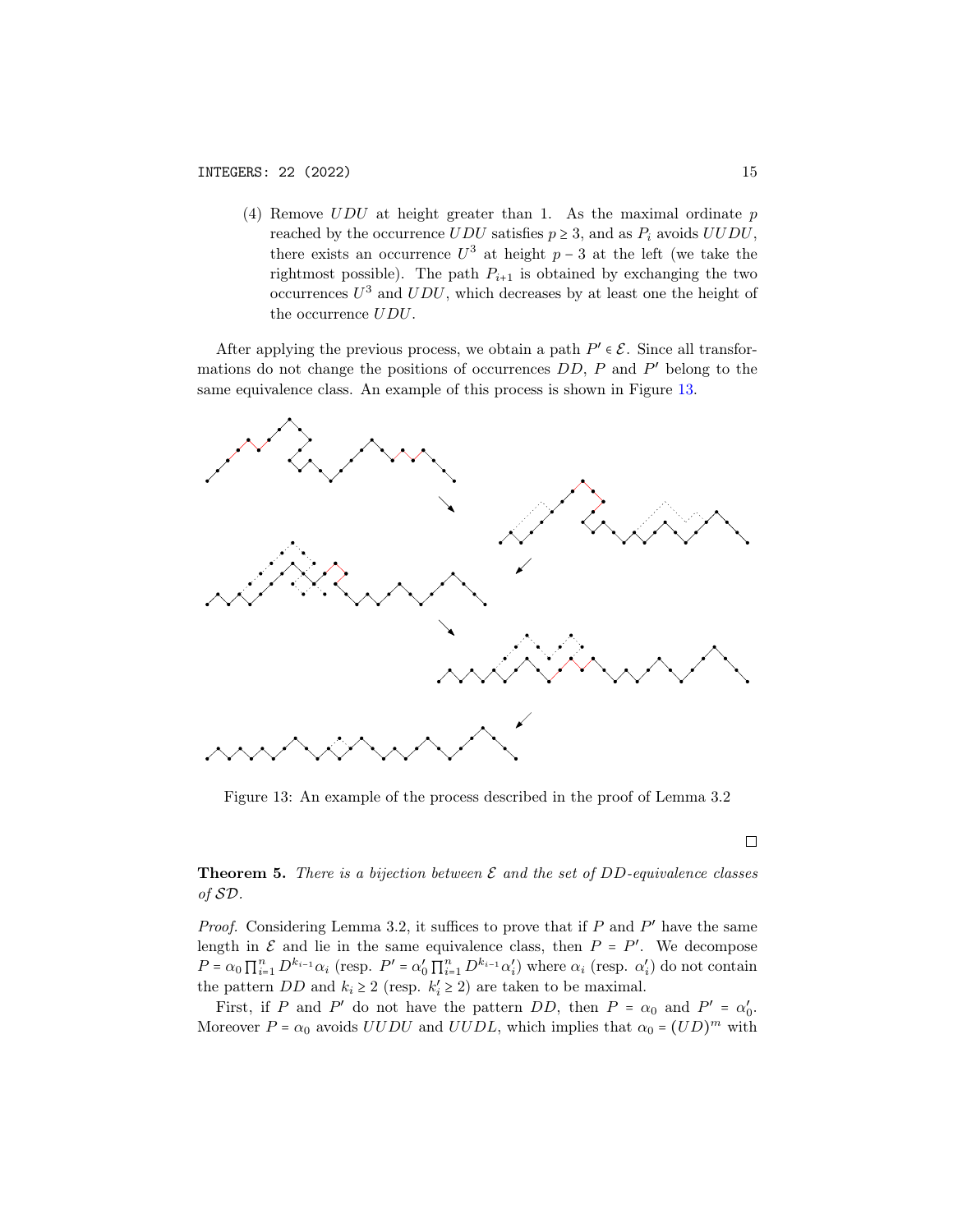(4) Remove $UDU$ at height greater than 1. As the maximal ordinate $p$ reached by the occurrence $UDU$ satisfies $p \geq 3$, and as $P_i$ avoids $UUDU$, there exists an occurrence $U^3$ at height $p-3$ at the left (we take the rightmost possible). The path $P_{i+1}$ is obtained by exchanging the two occurrences $U^3$ and $UDU$, which decreases by at least one the height of the occurrence $UDU$.

After applying the previous process, we obtain a path $P' \in \mathcal{E}$. Since all transformations do not change the positions of occurrences $DD$, $P$ and $P'$ belong to the same equivalence class. An example of this process is shown in Figure 13.

Figure 13: An example of the process described in the proof of Lemma 3.2

□

**Theorem 5.** *There is a bijection between $\mathcal{E}$ and the set of $DD$-equivalence classes of $\mathcal{SD}$.*

*Proof.* Considering Lemma 3.2, it suffices to prove that if $P$ and $P'$ have the same length in $\mathcal{E}$ and lie in the same equivalence class, then $P = P'$. We decompose $P = \alpha_0 \prod_{i=1}^{n} D^{k_i - 1}\alpha_i$ (resp. $P' = \alpha'_0 \prod_{i=1}^{n} D^{k_i - 1}\alpha'_i$) where $\alpha_i$ (resp. $\alpha'_i$) do not contain the pattern $DD$ and $k_i \geq 2$ (resp. $k'_i \geq 2$) are taken to be maximal.

First, if $P$ and $P'$ do not have the pattern $DD$, then $P = \alpha_0$ and $P' = \alpha'_0$. Moreover $P = \alpha_0$ avoids $UUDU$ and $UUDL$, which implies that $\alpha_0 = (UD)^m$ with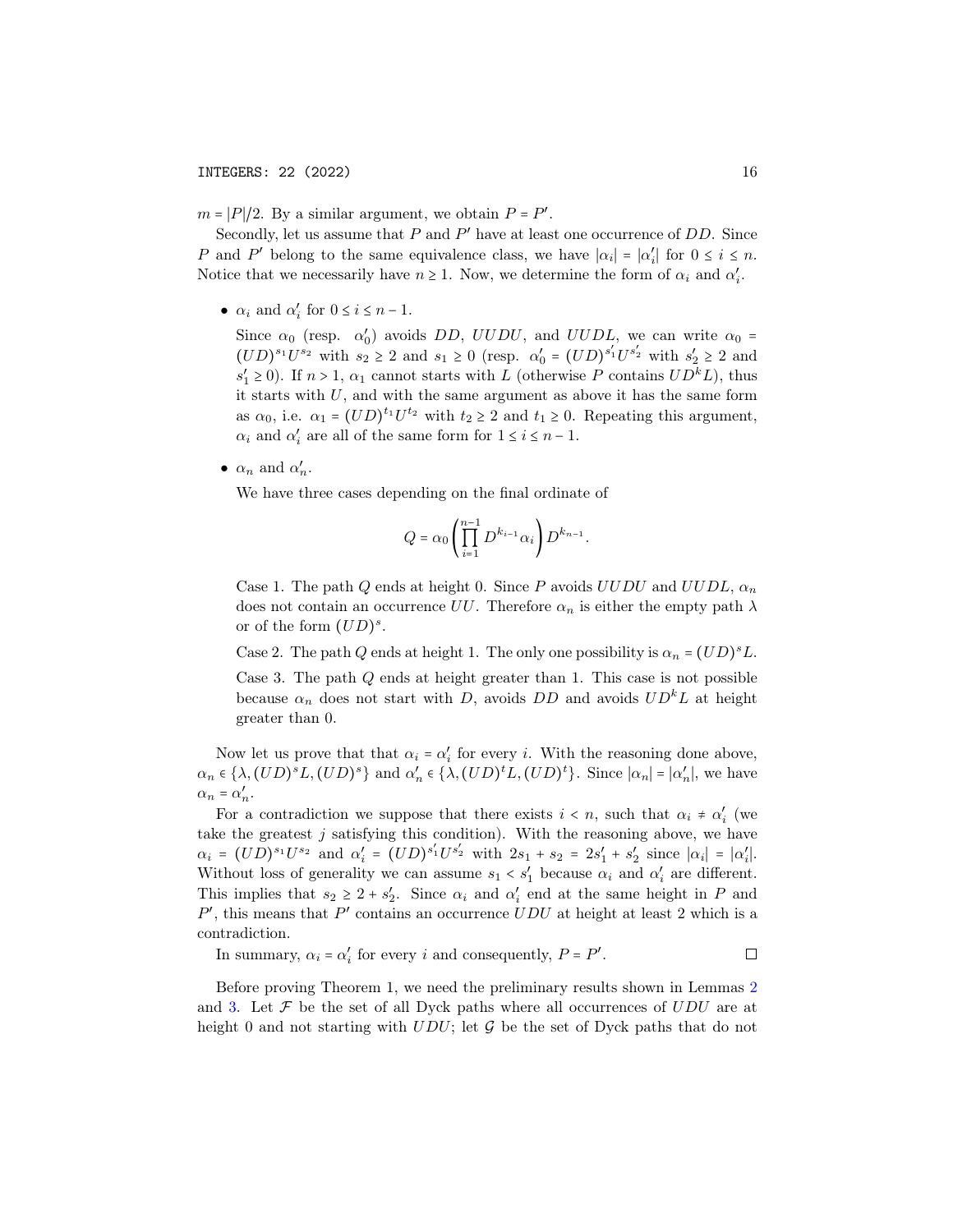$m = |P|/2$. By a similar argument, we obtain $P = P'$.

Secondly, let us assume that $P$ and $P'$ have at least one occurrence of $DD$. Since $P$ and $P'$ belong to the same equivalence class, we have $|\alpha_i| = |\alpha_i'|$ for $0 \le i \le n$. Notice that we necessarily have $n \ge 1$. Now, we determine the form of $\alpha_i$ and $\alpha_i'$.

- $\alpha_i$ and $\alpha_i'$ for $0 \le i \le n-1$.

  Since $\alpha_0$ (resp. $\alpha_0'$) avoids $DD$, $UUDU$, and $UUDL$, we can write $\alpha_0 = (UD)^{s_1}U^{s_2}$ with $s_2 \ge 2$ and $s_1 \ge 0$ (resp. $\alpha_0' = (UD)^{s_1'}U^{s_2'}$ with $s_2' \ge 2$ and $s_1' \ge 0$). If $n > 1$, $\alpha_1$ cannot starts with $L$ (otherwise $P$ contains $UD^kL$), thus it starts with $U$, and with the same argument as above it has the same form as $\alpha_0$, i.e. $\alpha_1 = (UD)^{t_1}U^{t_2}$ with $t_2 \ge 2$ and $t_1 \ge 0$. Repeating this argument, $\alpha_i$ and $\alpha_i'$ are all of the same form for $1 \le i \le n-1$.

- $\alpha_n$ and $\alpha_n'$.

  We have three cases depending on the final ordinate of

  $$Q = \alpha_0 \left( \prod_{i=1}^{n-1} D^{k_{i-1}} \alpha_i \right) D^{k_{n-1}}.$$

  Case 1. The path $Q$ ends at height 0. Since $P$ avoids $UUDU$ and $UUDL$, $\alpha_n$ does not contain an occurrence $UU$. Therefore $\alpha_n$ is either the empty path $\lambda$ or of the form $(UD)^s$.

  Case 2. The path $Q$ ends at height 1. The only one possibility is $\alpha_n = (UD)^sL$.

  Case 3. The path $Q$ ends at height greater than 1. This case is not possible because $\alpha_n$ does not start with $D$, avoids $DD$ and avoids $UD^kL$ at height greater than 0.

Now let us prove that that $\alpha_i = \alpha_i'$ for every $i$. With the reasoning done above, $\alpha_n \in \{\lambda, (UD)^sL, (UD)^s\}$ and $\alpha_n' \in \{\lambda, (UD)^tL, (UD)^t\}$. Since $|\alpha_n| = |\alpha_n'|$, we have $\alpha_n = \alpha_n'$.

For a contradiction we suppose that there exists $i < n$, such that $\alpha_i \ne \alpha_i'$ (we take the greatest $j$ satisfying this condition). With the reasoning above, we have $\alpha_i = (UD)^{s_1}U^{s_2}$ and $\alpha_i' = (UD)^{s_1'}U^{s_2'}$ with $2s_1 + s_2 = 2s_1' + s_2'$ since $|\alpha_i| = |\alpha_i'|$. Without loss of generality we can assume $s_1 < s_1'$ because $\alpha_i$ and $\alpha_i'$ are different. This implies that $s_2 \ge 2 + s_2'$. Since $\alpha_i$ and $\alpha_i'$ end at the same height in $P$ and $P'$, this means that $P'$ contains an occurrence $UDU$ at height at least 2 which is a contradiction.

In summary, $\alpha_i = \alpha_i'$ for every $i$ and consequently, $P = P'$. $\square$

Before proving Theorem 1, we need the preliminary results shown in Lemmas 2 and 3. Let $\mathcal{F}$ be the set of all Dyck paths where all occurrences of $UDU$ are at height 0 and not starting with $UDU$; let $\mathcal{G}$ be the set of Dyck paths that do not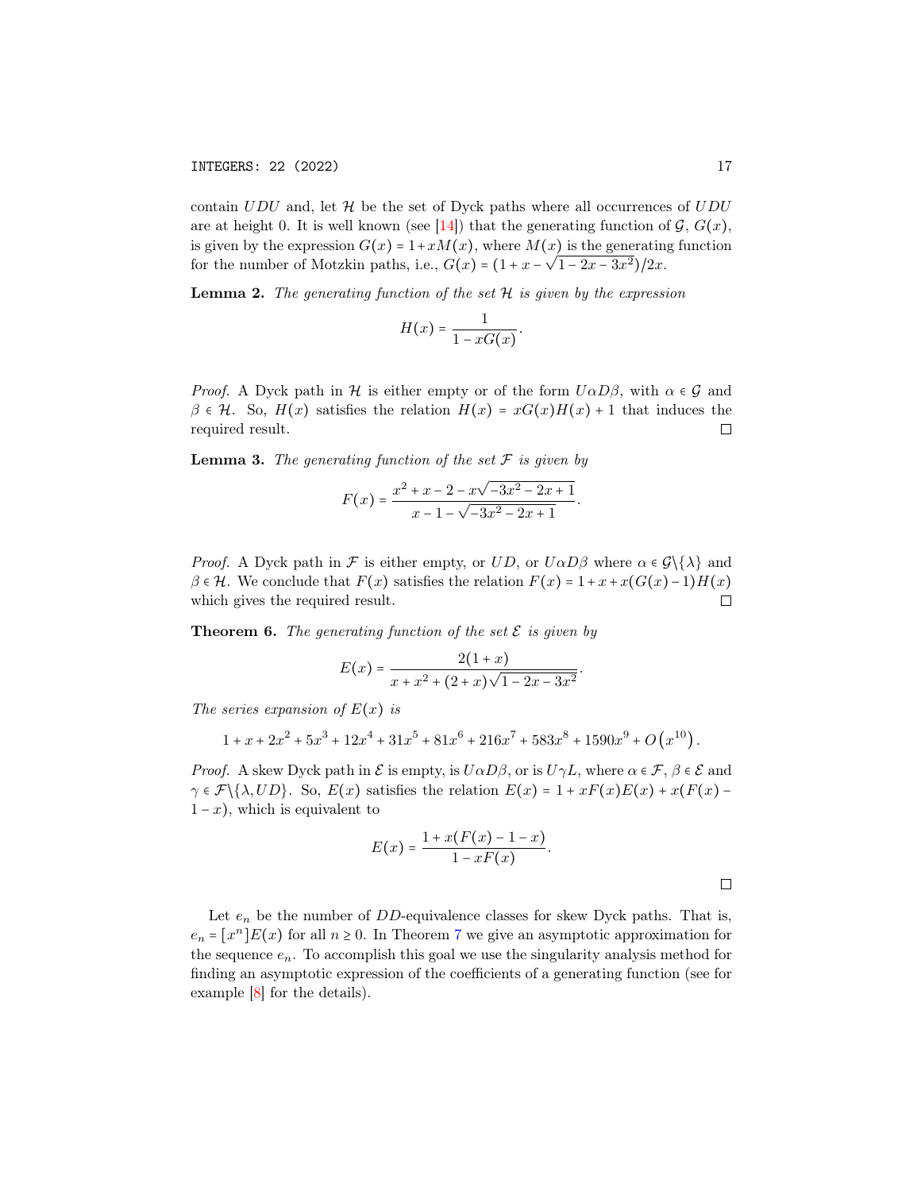contain $UDU$ and, let $\mathcal{H}$ be the set of Dyck paths where all occurrences of $UDU$ are at height 0. It is well known (see [14]) that the generating function of $\mathcal{G}$, $G(x)$, is given by the expression $G(x) = 1 + xM(x)$, where $M(x)$ is the generating function for the number of Motzkin paths, i.e., $G(x) = (1 + x - \sqrt{1 - 2x - 3x^2})/2x$.

**Lemma 2.** *The generating function of the set $\mathcal{H}$ is given by the expression*

$$H(x) = \frac{1}{1 - xG(x)}.$$

*Proof.* A Dyck path in $\mathcal{H}$ is either empty or of the form $U\alpha D\beta$, with $\alpha \in \mathcal{G}$ and $\beta \in \mathcal{H}$. So, $H(x)$ satisfies the relation $H(x) = xG(x)H(x) + 1$ that induces the required result. $\square$

**Lemma 3.** *The generating function of the set $\mathcal{F}$ is given by*

$$F(x) = \frac{x^2 + x - 2 - x\sqrt{-3x^2 - 2x + 1}}{x - 1 - \sqrt{-3x^2 - 2x + 1}}.$$

*Proof.* A Dyck path in $\mathcal{F}$ is either empty, or $UD$, or $U\alpha D\beta$ where $\alpha \in \mathcal{G}\backslash\{\lambda\}$ and $\beta \in \mathcal{H}$. We conclude that $F(x)$ satisfies the relation $F(x) = 1 + x + x(G(x) - 1)H(x)$ which gives the required result. $\square$

**Theorem 6.** *The generating function of the set $\mathcal{E}$ is given by*

$$E(x) = \frac{2(1 + x)}{x + x^2 + (2 + x)\sqrt{1 - 2x - 3x^2}}.$$

*The series expansion of $E(x)$ is*

$$1 + x + 2x^2 + 5x^3 + 12x^4 + 31x^5 + 81x^6 + 216x^7 + 583x^8 + 1590x^9 + O\left(x^{10}\right).$$

*Proof.* A skew Dyck path in $\mathcal{E}$ is empty, is $U\alpha D\beta$, or is $U\gamma L$, where $\alpha \in \mathcal{F}$, $\beta \in \mathcal{E}$ and $\gamma \in \mathcal{F}\backslash\{\lambda, UD\}$. So, $E(x)$ satisfies the relation $E(x) = 1 + xF(x)E(x) + x(F(x) - 1 - x)$, which is equivalent to

$$E(x) = \frac{1 + x(F(x) - 1 - x)}{1 - xF(x)}.$$

$\square$

Let $e_n$ be the number of $DD$-equivalence classes for skew Dyck paths. That is, $e_n = [x^n]E(x)$ for all $n \geq 0$. In Theorem 7 we give an asymptotic approximation for the sequence $e_n$. To accomplish this goal we use the singularity analysis method for finding an asymptotic expression of the coefficients of a generating function (see for example [8] for the details).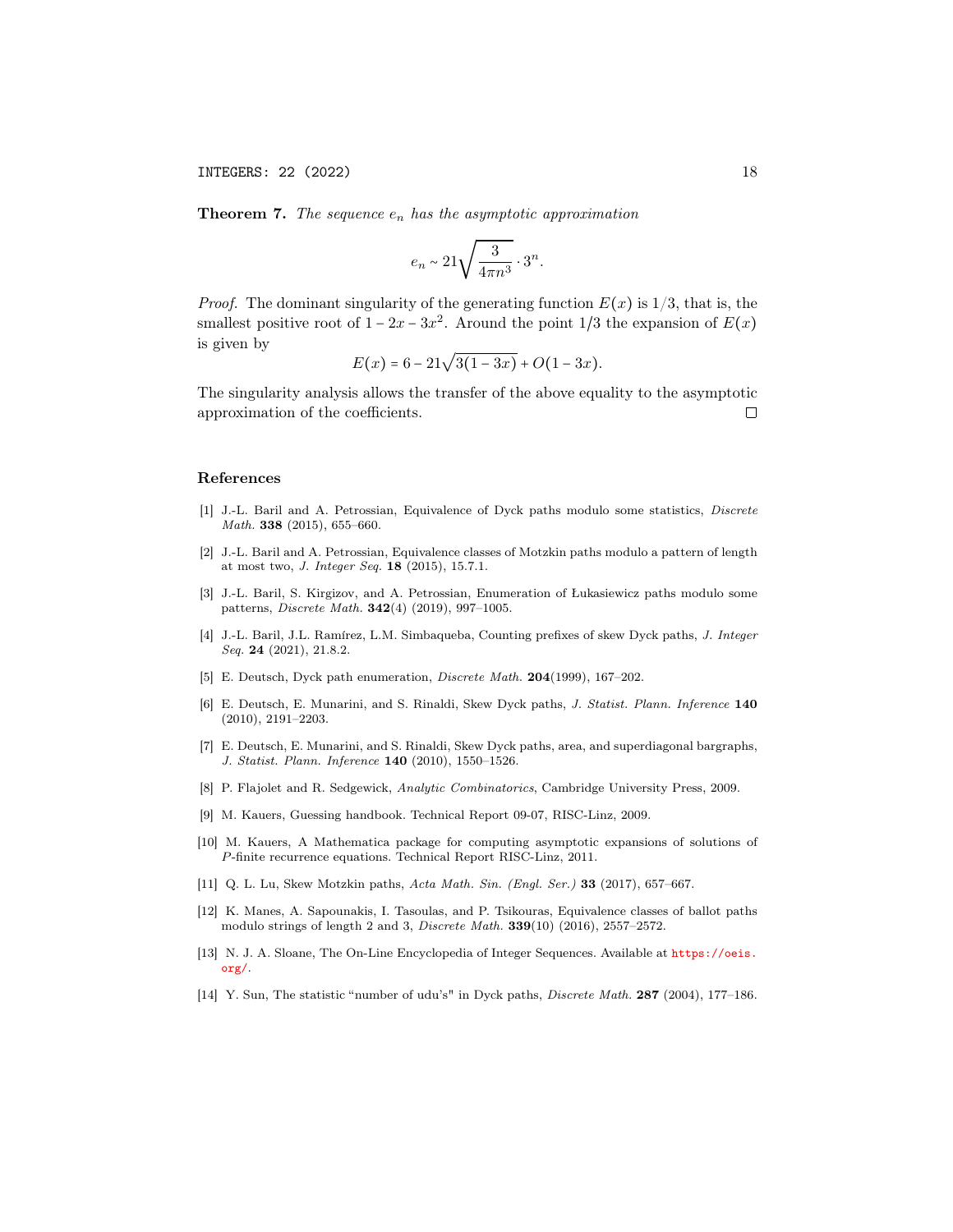**Theorem 7.** *The sequence $e_n$ has the asymptotic approximation*

$$e_n \sim 21\sqrt{\frac{3}{4\pi n^3}} \cdot 3^n.$$

*Proof.* The dominant singularity of the generating function $E(x)$ is $1/3$, that is, the smallest positive root of $1 - 2x - 3x^2$. Around the point $1/3$ the expansion of $E(x)$ is given by

$$E(x) = 6 - 21\sqrt{3(1-3x)} + O(1-3x).$$

The singularity analysis allows the transfer of the above equality to the asymptotic approximation of the coefficients. □

## References

[1] J.-L. Baril and A. Petrossian, Equivalence of Dyck paths modulo some statistics, *Discrete Math.* **338** (2015), 655–660.

[2] J.-L. Baril and A. Petrossian, Equivalence classes of Motzkin paths modulo a pattern of length at most two, *J. Integer Seq.* **18** (2015), 15.7.1.

[3] J.-L. Baril, S. Kirgizov, and A. Petrossian, Enumeration of Łukasiewicz paths modulo some patterns, *Discrete Math.* **342**(4) (2019), 997–1005.

[4] J.-L. Baril, J.L. Ramírez, L.M. Simbaqueba, Counting prefixes of skew Dyck paths, *J. Integer Seq.* **24** (2021), 21.8.2.

[5] E. Deutsch, Dyck path enumeration, *Discrete Math.* **204**(1999), 167–202.

[6] E. Deutsch, E. Munarini, and S. Rinaldi, Skew Dyck paths, *J. Statist. Plann. Inference* **140** (2010), 2191–2203.

[7] E. Deutsch, E. Munarini, and S. Rinaldi, Skew Dyck paths, area, and superdiagonal bargraphs, *J. Statist. Plann. Inference* **140** (2010), 1550–1526.

[8] P. Flajolet and R. Sedgewick, *Analytic Combinatorics*, Cambridge University Press, 2009.

[9] M. Kauers, Guessing handbook. Technical Report 09-07, RISC-Linz, 2009.

[10] M. Kauers, A Mathematica package for computing asymptotic expansions of solutions of $P$-finite recurrence equations. Technical Report RISC-Linz, 2011.

[11] Q. L. Lu, Skew Motzkin paths, *Acta Math. Sin. (Engl. Ser.)* **33** (2017), 657–667.

[12] K. Manes, A. Sapounakis, I. Tasoulas, and P. Tsikouras, Equivalence classes of ballot paths modulo strings of length 2 and 3, *Discrete Math.* **339**(10) (2016), 2557–2572.

[13] N. J. A. Sloane, The On-Line Encyclopedia of Integer Sequences. Available at https://oeis.org/.

[14] Y. Sun, The statistic "number of udu's" in Dyck paths, *Discrete Math.* **287** (2004), 177–186.